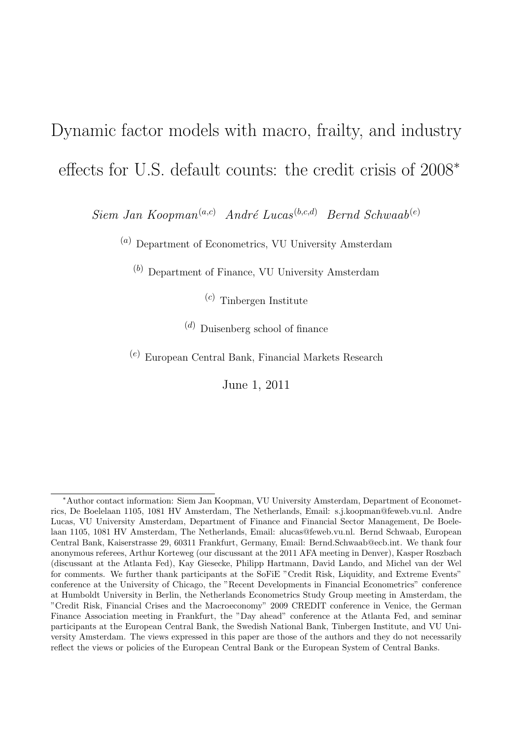# Dynamic factor models with macro, frailty, and industry effects for U.S. default counts: the credit crisis of 2008*

*Siem Jan Koopman*[a,c] *André Lucas*[b,c,d] *Bernd Schwaab*[e]

[a] Department of Econometrics, VU University Amsterdam

[b] Department of Finance, VU University Amsterdam

[c] Tinbergen Institute

[d] Duisenberg school of finance

[e] European Central Bank, Financial Markets Research

June 1, 2011

---

*Author contact information: Siem Jan Koopman, VU University Amsterdam, Department of Econometrics, De Boelelaan 1105, 1081 HV Amsterdam, The Netherlands, Email: s.j.koopman@feweb.vu.nl. Andre Lucas, VU University Amsterdam, Department of Finance and Financial Sector Management, De Boelelaan 1105, 1081 HV Amsterdam, The Netherlands, Email: alucas@feweb.vu.nl. Bernd Schwaab, European Central Bank, Kaiserstrasse 29, 60311 Frankfurt, Germany, Email: Bernd.Schwaab@ecb.int. We thank four anonymous referees, Arthur Korteweg (our discussant at the 2011 AFA meeting in Denver), Kasper Roszbach (discussant at the Atlanta Fed), Kay Giesecke, Philipp Hartmann, David Lando, and Michel van der Wel for comments. We further thank participants at the SoFiE "Credit Risk, Liquidity, and Extreme Events" conference at the University of Chicago, the "Recent Developments in Financial Econometrics" conference at Humboldt University in Berlin, the Netherlands Econometrics Study Group meeting in Amsterdam, the "Credit Risk, Financial Crises and the Macroeconomy" 2009 CREDIT conference in Venice, the German Finance Association meeting in Frankfurt, the "Day ahead" conference at the Atlanta Fed, and seminar participants at the European Central Bank, the Swedish National Bank, Tinbergen Institute, and VU University Amsterdam. The views expressed in this paper are those of the authors and they do not necessarily reflect the views or policies of the European Central Bank or the European System of Central Banks.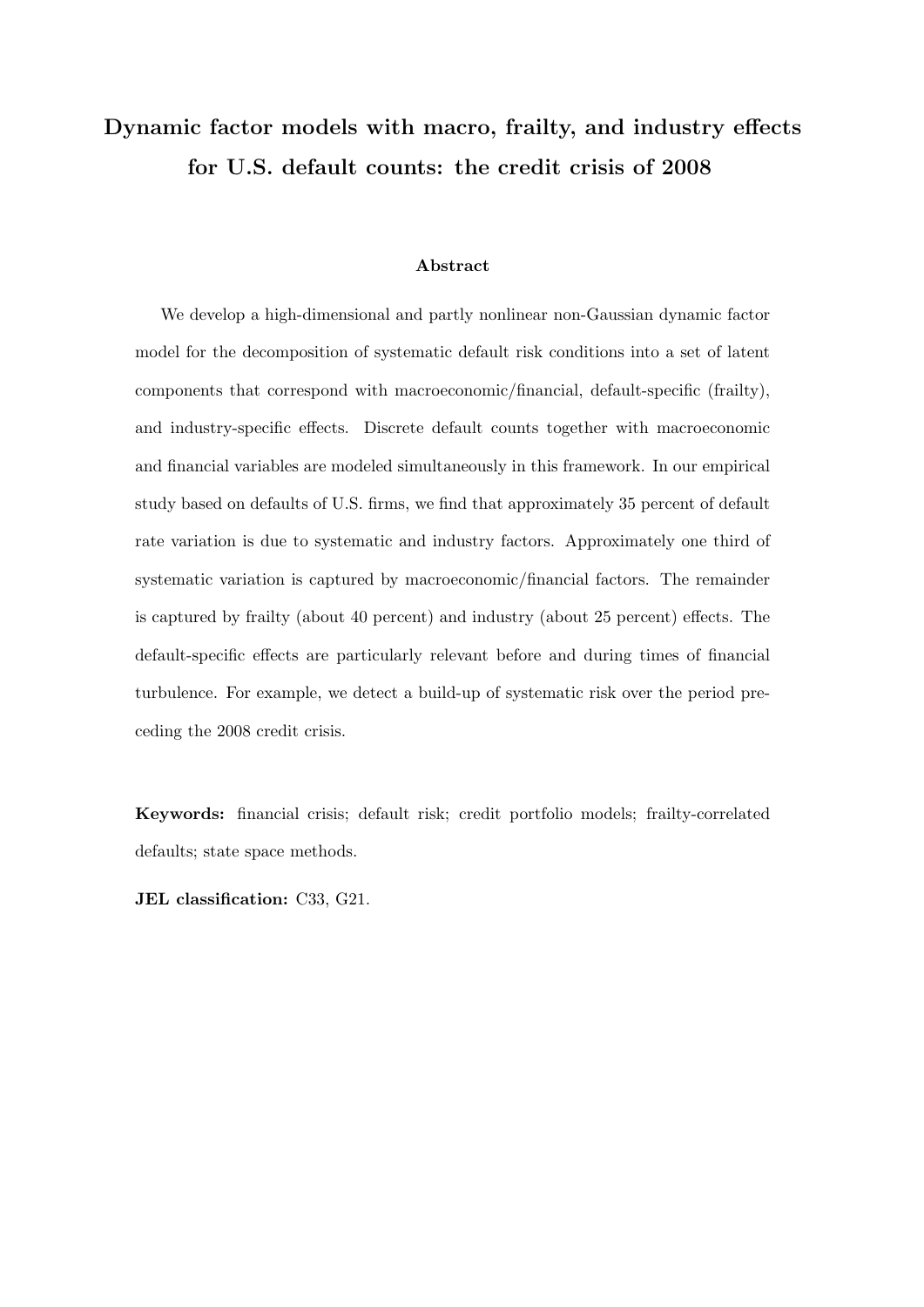# Dynamic factor models with macro, frailty, and industry effects for U.S. default counts: the credit crisis of 2008

## Abstract

We develop a high-dimensional and partly nonlinear non-Gaussian dynamic factor model for the decomposition of systematic default risk conditions into a set of latent components that correspond with macroeconomic/financial, default-specific (frailty), and industry-specific effects. Discrete default counts together with macroeconomic and financial variables are modeled simultaneously in this framework. In our empirical study based on defaults of U.S. firms, we find that approximately 35 percent of default rate variation is due to systematic and industry factors. Approximately one third of systematic variation is captured by macroeconomic/financial factors. The remainder is captured by frailty (about 40 percent) and industry (about 25 percent) effects. The default-specific effects are particularly relevant before and during times of financial turbulence. For example, we detect a build-up of systematic risk over the period preceding the 2008 credit crisis.

**Keywords:** financial crisis; default risk; credit portfolio models; frailty-correlated defaults; state space methods.

**JEL classification:** C33, G21.